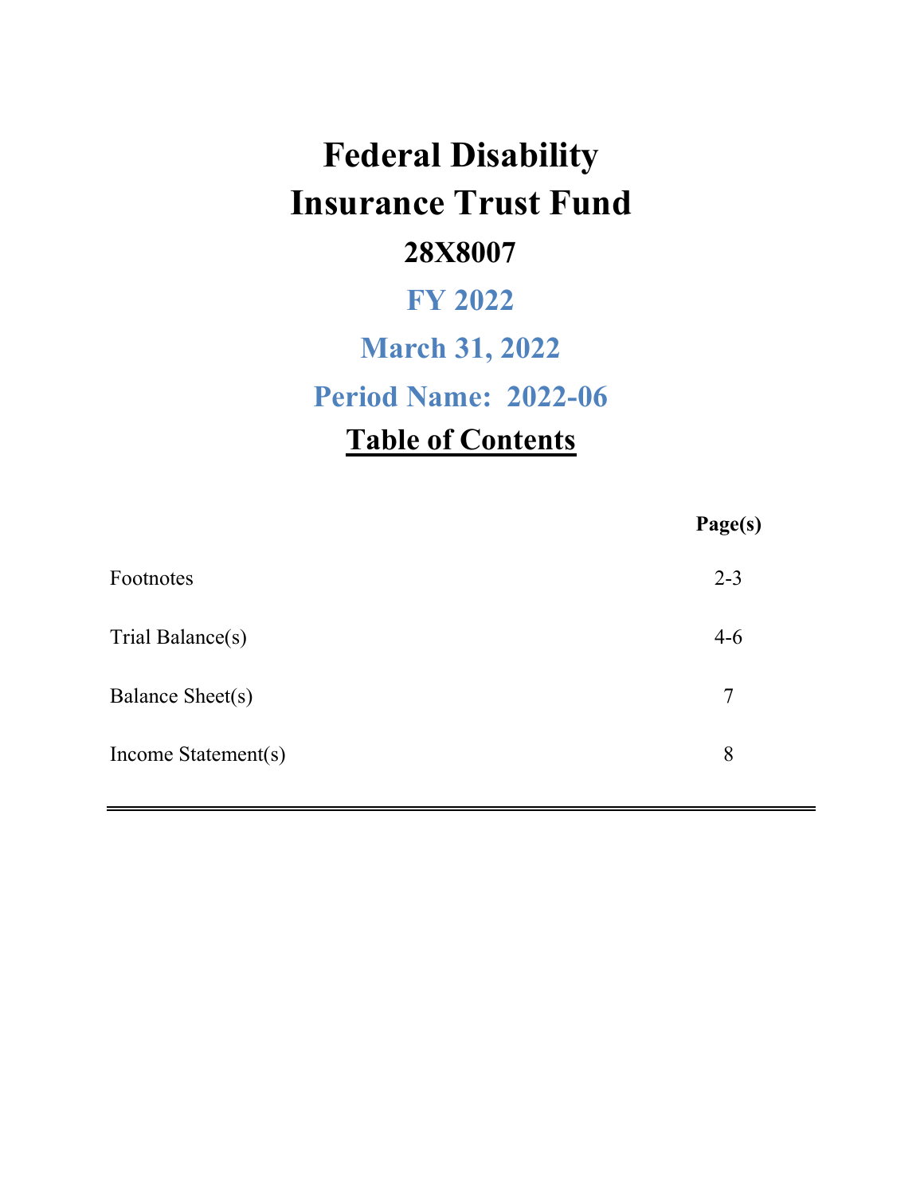# Federal Disability Insurance Trust Fund

## 28X8007

## FY 2022

## March 31, 2022

## Period Name: 2022-06

## Table of Contents

| | Page(s) |
|---|---|
| Footnotes | 2-3 |
| Trial Balance(s) | 4-6 |
| Balance Sheet(s) | 7 |
| Income Statement(s) | 8 |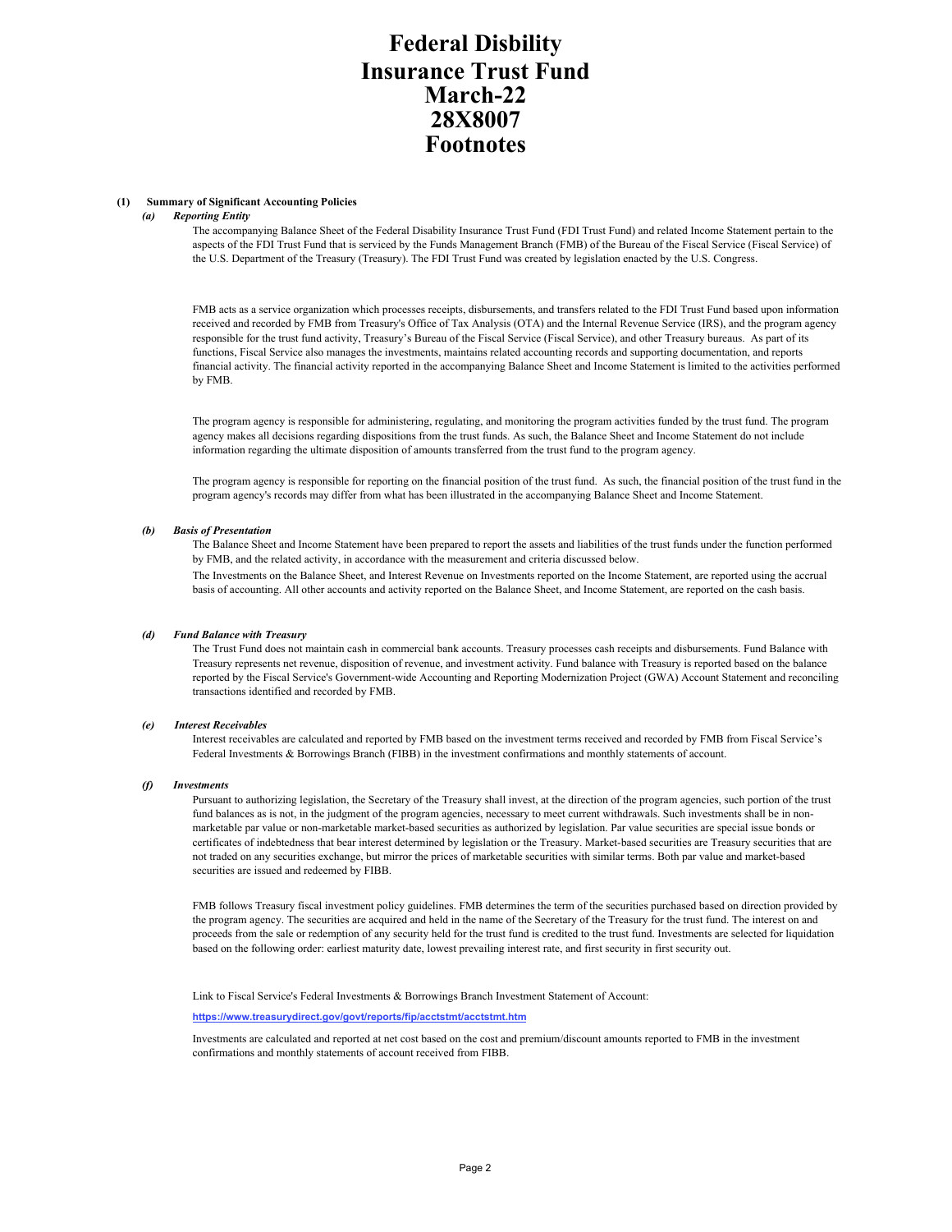# Federal Disbility Insurance Trust Fund March-22 28X8007 Footnotes

**(1) Summary of Significant Accounting Policies**

***(a) Reporting Entity***

The accompanying Balance Sheet of the Federal Disability Insurance Trust Fund (FDI Trust Fund) and related Income Statement pertain to the aspects of the FDI Trust Fund that is serviced by the Funds Management Branch (FMB) of the Bureau of the Fiscal Service (Fiscal Service) of the U.S. Department of the Treasury (Treasury). The FDI Trust Fund was created by legislation enacted by the U.S. Congress.

FMB acts as a service organization which processes receipts, disbursements, and transfers related to the FDI Trust Fund based upon information received and recorded by FMB from Treasury's Office of Tax Analysis (OTA) and the Internal Revenue Service (IRS), and the program agency responsible for the trust fund activity, Treasury's Bureau of the Fiscal Service (Fiscal Service), and other Treasury bureaus. As part of its functions, Fiscal Service also manages the investments, maintains related accounting records and supporting documentation, and reports financial activity. The financial activity reported in the accompanying Balance Sheet and Income Statement is limited to the activities performed by FMB.

The program agency is responsible for administering, regulating, and monitoring the program activities funded by the trust fund. The program agency makes all decisions regarding dispositions from the trust funds. As such, the Balance Sheet and Income Statement do not include information regarding the ultimate disposition of amounts transferred from the trust fund to the program agency.

The program agency is responsible for reporting on the financial position of the trust fund. As such, the financial position of the trust fund in the program agency's records may differ from what has been illustrated in the accompanying Balance Sheet and Income Statement.

***(b) Basis of Presentation***

The Balance Sheet and Income Statement have been prepared to report the assets and liabilities of the trust funds under the function performed by FMB, and the related activity, in accordance with the measurement and criteria discussed below.

The Investments on the Balance Sheet, and Interest Revenue on Investments reported on the Income Statement, are reported using the accrual basis of accounting. All other accounts and activity reported on the Balance Sheet, and Income Statement, are reported on the cash basis.

***(d) Fund Balance with Treasury***

The Trust Fund does not maintain cash in commercial bank accounts. Treasury processes cash receipts and disbursements. Fund Balance with Treasury represents net revenue, disposition of revenue, and investment activity. Fund balance with Treasury is reported based on the balance reported by the Fiscal Service's Government-wide Accounting and Reporting Modernization Project (GWA) Account Statement and reconciling transactions identified and recorded by FMB.

***(e) Interest Receivables***

Interest receivables are calculated and reported by FMB based on the investment terms received and recorded by FMB from Fiscal Service's Federal Investments & Borrowings Branch (FIBB) in the investment confirmations and monthly statements of account.

***(f) Investments***

Pursuant to authorizing legislation, the Secretary of the Treasury shall invest, at the direction of the program agencies, such portion of the trust fund balances as is not, in the judgment of the program agencies, necessary to meet current withdrawals. Such investments shall be in non-marketable par value or non-marketable market-based securities as authorized by legislation. Par value securities are special issue bonds or certificates of indebtedness that bear interest determined by legislation or the Treasury. Market-based securities are Treasury securities that are not traded on any securities exchange, but mirror the prices of marketable securities with similar terms. Both par value and market-based securities are issued and redeemed by FIBB.

FMB follows Treasury fiscal investment policy guidelines. FMB determines the term of the securities purchased based on direction provided by the program agency. The securities are acquired and held in the name of the Secretary of the Treasury for the trust fund. The interest on and proceeds from the sale or redemption of any security held for the trust fund is credited to the trust fund. Investments are selected for liquidation based on the following order: earliest maturity date, lowest prevailing interest rate, and first security in first security out.

Link to Fiscal Service's Federal Investments & Borrowings Branch Investment Statement of Account:

https://www.treasurydirect.gov/govt/reports/fip/acctstmt/acctstmt.htm

Investments are calculated and reported at net cost based on the cost and premium/discount amounts reported to FMB in the investment confirmations and monthly statements of account received from FIBB.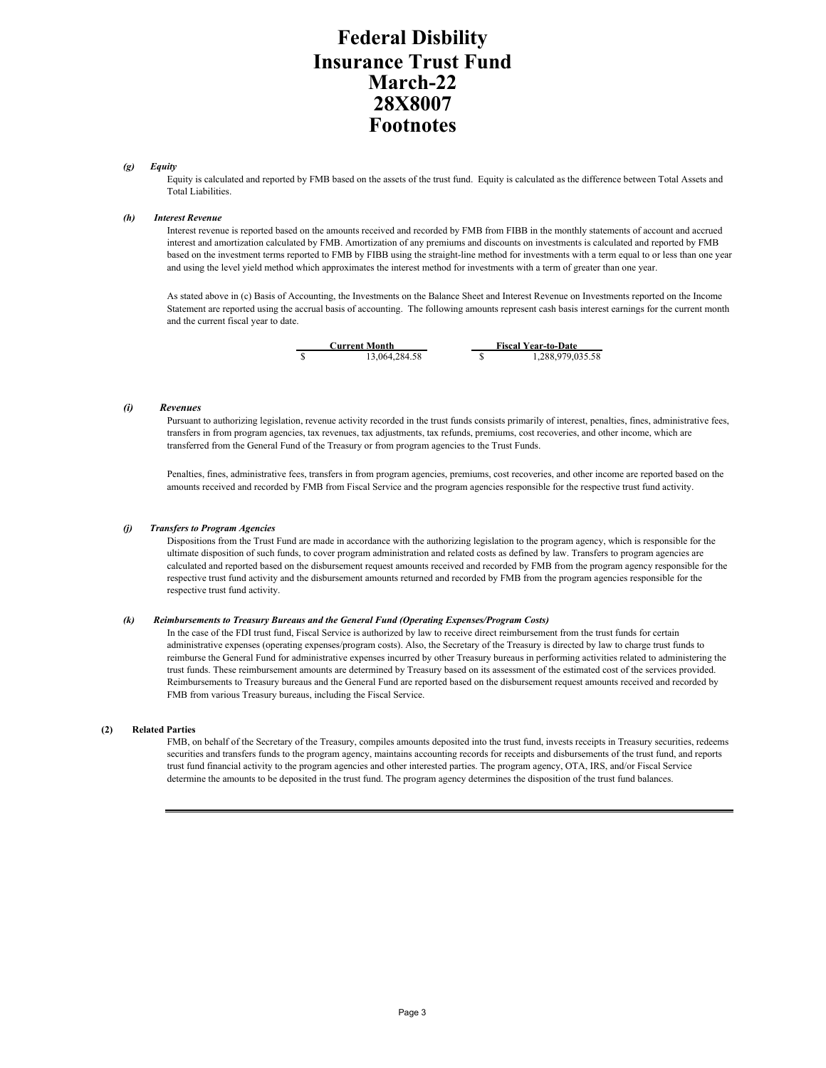# Federal Disbility
# Insurance Trust Fund
# March-22
# 28X8007
# Footnotes

***(g) Equity***

Equity is calculated and reported by FMB based on the assets of the trust fund. Equity is calculated as the difference between Total Assets and Total Liabilities.

***(h) Interest Revenue***

Interest revenue is reported based on the amounts received and recorded by FMB from FIBB in the monthly statements of account and accrued interest and amortization calculated by FMB. Amortization of any premiums and discounts on investments is calculated and reported by FMB based on the investment terms reported to FMB by FIBB using the straight-line method for investments with a term equal to or less than one year and using the level yield method which approximates the interest method for investments with a term of greater than one year.

As stated above in (c) Basis of Accounting, the Investments on the Balance Sheet and Interest Revenue on Investments reported on the Income Statement are reported using the accrual basis of accounting. The following amounts represent cash basis interest earnings for the current month and the current fiscal year to date.

| Current Month | Fiscal Year-to-Date |
|---|---|
| $ 13,064,284.58 | $ 1,288,979,035.58 |

***(i) Revenues***

Pursuant to authorizing legislation, revenue activity recorded in the trust funds consists primarily of interest, penalties, fines, administrative fees, transfers in from program agencies, tax revenues, tax adjustments, tax refunds, premiums, cost recoveries, and other income, which are transferred from the General Fund of the Treasury or from program agencies to the Trust Funds.

Penalties, fines, administrative fees, transfers in from program agencies, premiums, cost recoveries, and other income are reported based on the amounts received and recorded by FMB from Fiscal Service and the program agencies responsible for the respective trust fund activity.

***(j) Transfers to Program Agencies***

Dispositions from the Trust Fund are made in accordance with the authorizing legislation to the program agency, which is responsible for the ultimate disposition of such funds, to cover program administration and related costs as defined by law. Transfers to program agencies are calculated and reported based on the disbursement request amounts received and recorded by FMB from the program agency responsible for the respective trust fund activity and the disbursement amounts returned and recorded by FMB from the program agencies responsible for the respective trust fund activity.

***(k) Reimbursements to Treasury Bureaus and the General Fund (Operating Expenses/Program Costs)***

In the case of the FDI trust fund, Fiscal Service is authorized by law to receive direct reimbursement from the trust funds for certain administrative expenses (operating expenses/program costs). Also, the Secretary of the Treasury is directed by law to charge trust funds to reimburse the General Fund for administrative expenses incurred by other Treasury bureaus in performing activities related to administering the trust funds. These reimbursement amounts are determined by Treasury based on its assessment of the estimated cost of the services provided. Reimbursements to Treasury bureaus and the General Fund are reported based on the disbursement request amounts received and recorded by FMB from various Treasury bureaus, including the Fiscal Service.

**(2) Related Parties**

FMB, on behalf of the Secretary of the Treasury, compiles amounts deposited into the trust fund, invests receipts in Treasury securities, redeems securities and transfers funds to the program agency, maintains accounting records for receipts and disbursements of the trust fund, and reports trust fund financial activity to the program agencies and other interested parties. The program agency, OTA, IRS, and/or Fiscal Service determine the amounts to be deposited in the trust fund. The program agency determines the disposition of the trust fund balances.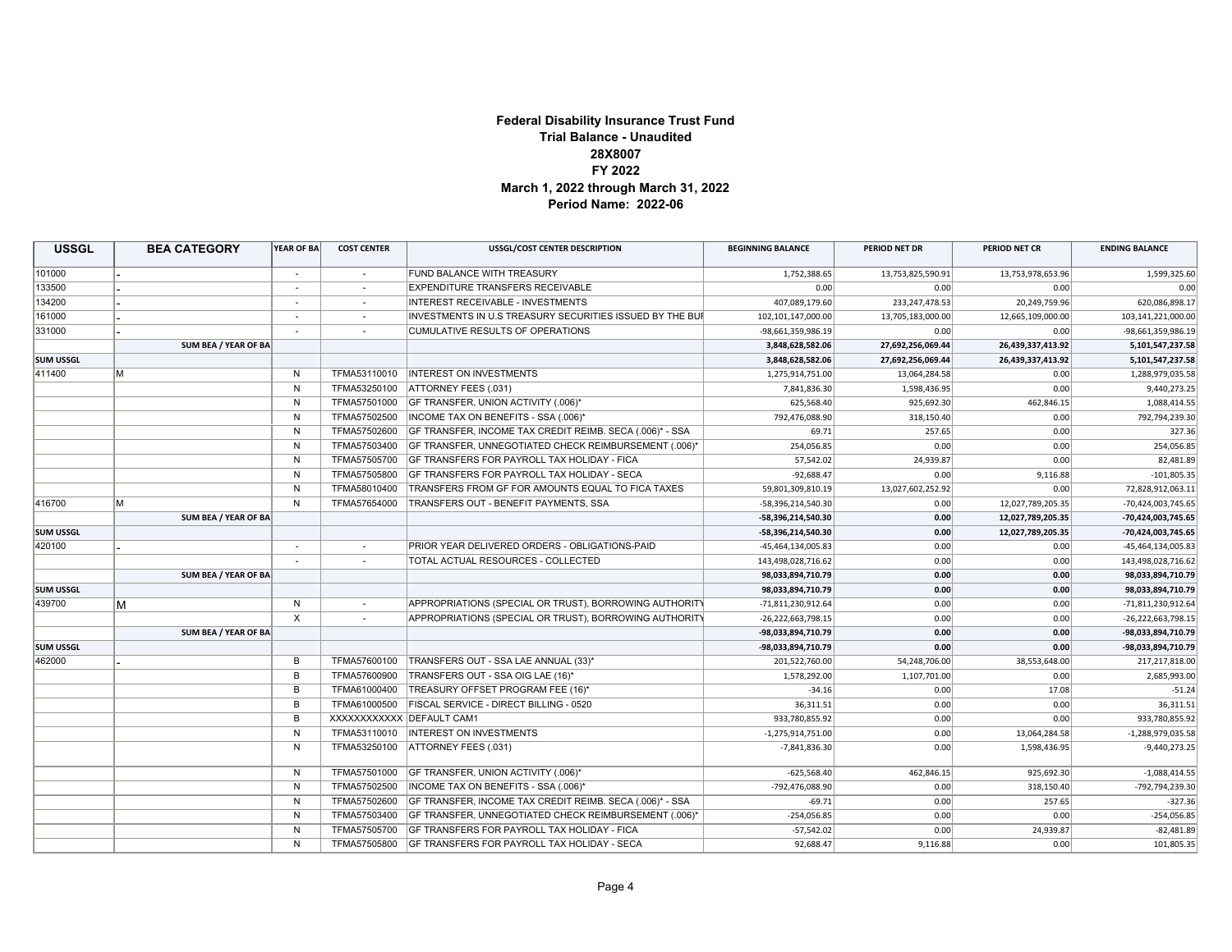**Federal Disability Insurance Trust Fund**
**Trial Balance - Unaudited**
**28X8007**
**FY 2022**
**March 1, 2022 through March 31, 2022**
**Period Name: 2022-06**

| USSGL | BEA CATEGORY | YEAR OF BA | COST CENTER | USSGL/COST CENTER DESCRIPTION | BEGINNING BALANCE | PERIOD NET DR | PERIOD NET CR | ENDING BALANCE |
|---|---|---|---|---|---|---|---|---|
| 101000 | - | - | - | FUND BALANCE WITH TREASURY | 1,752,388.65 | 13,753,825,590.91 | 13,753,978,653.96 | 1,599,325.60 |
| 133500 | - | - | - | EXPENDITURE TRANSFERS RECEIVABLE | 0.00 | 0.00 | 0.00 | 0.00 |
| 134200 | - | - | - | INTEREST RECEIVABLE - INVESTMENTS | 407,089,179.60 | 233,247,478.53 | 20,249,759.96 | 620,086,898.17 |
| 161000 | - | - | - | INVESTMENTS IN U.S TREASURY SECURITIES ISSUED BY THE BUI | 102,101,147,000.00 | 13,705,183,000.00 | 12,665,109,000.00 | 103,141,221,000.00 |
| 331000 | - | - | - | CUMULATIVE RESULTS OF OPERATIONS | -98,661,359,986.19 | 0.00 | 0.00 | -98,661,359,986.19 |
| | SUM BEA / YEAR OF BA | | | | 3,848,628,582.06 | 27,692,256,069.44 | 26,439,337,413.92 | 5,101,547,237.58 |
| SUM USSGL | | | | | 3,848,628,582.06 | 27,692,256,069.44 | 26,439,337,413.92 | 5,101,547,237.58 |
| 411400 | M | N | TFMA53110010 | INTEREST ON INVESTMENTS | 1,275,914,751.00 | 13,064,284.58 | 0.00 | 1,288,979,035.58 |
| | | N | TFMA53250100 | ATTORNEY FEES (.031) | 7,841,836.30 | 1,598,436.95 | 0.00 | 9,440,273.25 |
| | | N | TFMA57501000 | GF TRANSFER, UNION ACTIVITY (.006)* | 625,568.40 | 925,692.30 | 462,846.15 | 1,088,414.55 |
| | | N | TFMA57502500 | INCOME TAX ON BENEFITS - SSA (.006)* | 792,476,088.90 | 318,150.40 | 0.00 | 792,794,239.30 |
| | | N | TFMA57502600 | GF TRANSFER, INCOME TAX CREDIT REIMB. SECA (.006)* - SSA | 69.71 | 257.65 | 0.00 | 327.36 |
| | | N | TFMA57503400 | GF TRANSFER, UNNEGOTIATED CHECK REIMBURSEMENT (.006)* | 254,056.85 | 0.00 | 0.00 | 254,056.85 |
| | | N | TFMA57505700 | GF TRANSFERS FOR PAYROLL TAX HOLIDAY - FICA | 57,542.02 | 24,939.87 | 0.00 | 82,481.89 |
| | | N | TFMA57505800 | GF TRANSFERS FOR PAYROLL TAX HOLIDAY - SECA | -92,688.47 | 0.00 | 9,116.88 | -101,805.35 |
| | | N | TFMA58010400 | TRANSFERS FROM GF FOR AMOUNTS EQUAL TO FICA TAXES | 59,801,309,810.19 | 13,027,602,252.92 | 0.00 | 72,828,912,063.11 |
| 416700 | M | N | TFMA57654000 | TRANSFERS OUT - BENEFIT PAYMENTS, SSA | -58,396,214,540.30 | 0.00 | 12,027,789,205.35 | -70,424,003,745.65 |
| | SUM BEA / YEAR OF BA | | | | -58,396,214,540.30 | 0.00 | 12,027,789,205.35 | -70,424,003,745.65 |
| SUM USSGL | | | | | -58,396,214,540.30 | 0.00 | 12,027,789,205.35 | -70,424,003,745.65 |
| 420100 | - | - | - | PRIOR YEAR DELIVERED ORDERS - OBLIGATIONS-PAID | -45,464,134,005.83 | 0.00 | 0.00 | -45,464,134,005.83 |
| | | - | - | TOTAL ACTUAL RESOURCES - COLLECTED | 143,498,028,716.62 | 0.00 | 0.00 | 143,498,028,716.62 |
| | SUM BEA / YEAR OF BA | | | | 98,033,894,710.79 | 0.00 | 0.00 | 98,033,894,710.79 |
| SUM USSGL | | | | | 98,033,894,710.79 | 0.00 | 0.00 | 98,033,894,710.79 |
| 439700 | M | N | - | APPROPRIATIONS (SPECIAL OR TRUST), BORROWING AUTHORITY | -71,811,230,912.64 | 0.00 | 0.00 | -71,811,230,912.64 |
| | | X | - | APPROPRIATIONS (SPECIAL OR TRUST), BORROWING AUTHORITY | -26,222,663,798.15 | 0.00 | 0.00 | -26,222,663,798.15 |
| | SUM BEA / YEAR OF BA | | | | -98,033,894,710.79 | 0.00 | 0.00 | -98,033,894,710.79 |
| SUM USSGL | | | | | -98,033,894,710.79 | 0.00 | 0.00 | -98,033,894,710.79 |
| 462000 | - | B | TFMA57600100 | TRANSFERS OUT - SSA LAE ANNUAL (33)* | 201,522,760.00 | 54,248,706.00 | 38,553,648.00 | 217,217,818.00 |
| | | B | TFMA57600900 | TRANSFERS OUT - SSA OIG LAE (16)* | 1,578,292.00 | 1,107,701.00 | 0.00 | 2,685,993.00 |
| | | B | TFMA61000400 | TREASURY OFFSET PROGRAM FEE (16)* | -34.16 | 0.00 | 17.08 | -51.24 |
| | | B | TFMA61000500 | FISCAL SERVICE - DIRECT BILLING - 0520 | 36,311.51 | 0.00 | 0.00 | 36,311.51 |
| | | B | XXXXXXXXXXXX | DEFAULT CAM1 | 933,780,855.92 | 0.00 | 0.00 | 933,780,855.92 |
| | | N | TFMA53110010 | INTEREST ON INVESTMENTS | -1,275,914,751.00 | 0.00 | 13,064,284.58 | -1,288,979,035.58 |
| | | N | TFMA53250100 | ATTORNEY FEES (.031) | -7,841,836.30 | 0.00 | 1,598,436.95 | -9,440,273.25 |
| | | N | TFMA57501000 | GF TRANSFER, UNION ACTIVITY (.006)* | -625,568.40 | 462,846.15 | 925,692.30 | -1,088,414.55 |
| | | N | TFMA57502500 | INCOME TAX ON BENEFITS - SSA (.006)* | -792,476,088.90 | 0.00 | 318,150.40 | -792,794,239.30 |
| | | N | TFMA57502600 | GF TRANSFER, INCOME TAX CREDIT REIMB. SECA (.006)* - SSA | -69.71 | 0.00 | 257.65 | -327.36 |
| | | N | TFMA57503400 | GF TRANSFER, UNNEGOTIATED CHECK REIMBURSEMENT (.006)* | -254,056.85 | 0.00 | 0.00 | -254,056.85 |
| | | N | TFMA57505700 | GF TRANSFERS FOR PAYROLL TAX HOLIDAY - FICA | -57,542.02 | 0.00 | 24,939.87 | -82,481.89 |
| | | N | TFMA57505800 | GF TRANSFERS FOR PAYROLL TAX HOLIDAY - SECA | 92,688.47 | 9,116.88 | 0.00 | 101,805.35 |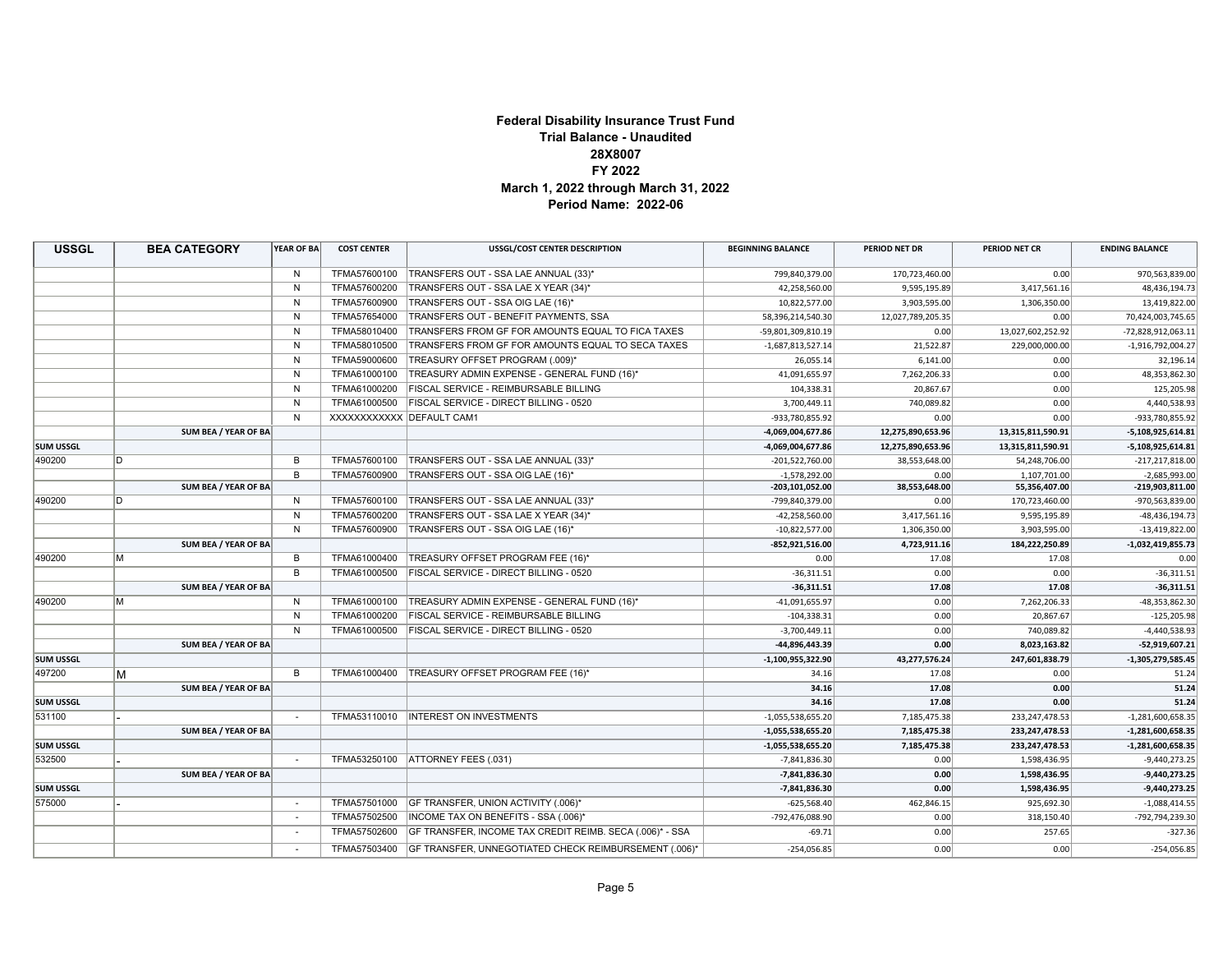# Federal Disability Insurance Trust Fund
## Trial Balance - Unaudited
## 28X8007
## FY 2022
## March 1, 2022 through March 31, 2022
## Period Name: 2022-06

| USSGL | BEA CATEGORY | YEAR OF BA | COST CENTER | USSGL/COST CENTER DESCRIPTION | BEGINNING BALANCE | PERIOD NET DR | PERIOD NET CR | ENDING BALANCE |
|---|---|---|---|---|---|---|---|---|
| | | N | TFMA57600100 | TRANSFERS OUT - SSA LAE ANNUAL (33)* | 799,840,379.00 | 170,723,460.00 | 0.00 | 970,563,839.00 |
| | | N | TFMA57600200 | TRANSFERS OUT - SSA LAE X YEAR (34)* | 42,258,560.00 | 9,595,195.89 | 3,417,561.16 | 48,436,194.73 |
| | | N | TFMA57600900 | TRANSFERS OUT - SSA OIG LAE (16)* | 10,822,577.00 | 3,903,595.00 | 1,306,350.00 | 13,419,822.00 |
| | | N | TFMA57654000 | TRANSFERS OUT - BENEFIT PAYMENTS, SSA | 58,396,214,540.30 | 12,027,789,205.35 | 0.00 | 70,424,003,745.65 |
| | | N | TFMA58010400 | TRANSFERS FROM GF FOR AMOUNTS EQUAL TO FICA TAXES | -59,801,309,810.19 | 0.00 | 13,027,602,252.92 | -72,828,912,063.11 |
| | | N | TFMA58010500 | TRANSFERS FROM GF FOR AMOUNTS EQUAL TO SECA TAXES | -1,687,813,527.14 | 21,522.87 | 229,000,000.00 | -1,916,792,004.27 |
| | | N | TFMA59000600 | TREASURY OFFSET PROGRAM (.009)* | 26,055.14 | 6,141.00 | 0.00 | 32,196.14 |
| | | N | TFMA61000100 | TREASURY ADMIN EXPENSE - GENERAL FUND (16)* | 41,091,655.97 | 7,262,206.33 | 0.00 | 48,353,862.30 |
| | | N | TFMA61000200 | FISCAL SERVICE - REIMBURSABLE BILLING | 104,338.31 | 20,867.67 | 0.00 | 125,205.98 |
| | | N | TFMA61000500 | FISCAL SERVICE - DIRECT BILLING - 0520 | 3,700,449.11 | 740,089.82 | 0.00 | 4,440,538.93 |
| | | N | XXXXXXXXXXXX | DEFAULT CAM1 | -933,780,855.92 | 0.00 | 0.00 | -933,780,855.92 |
| | SUM BEA / YEAR OF BA | | | | -4,069,004,677.86 | 12,275,890,653.96 | 13,315,811,590.91 | -5,108,925,614.81 |
| SUM USSGL | | | | | -4,069,004,677.86 | 12,275,890,653.96 | 13,315,811,590.91 | -5,108,925,614.81 |
| 490200 | D | B | TFMA57600100 | TRANSFERS OUT - SSA LAE ANNUAL (33)* | -201,522,760.00 | 38,553,648.00 | 54,248,706.00 | -217,217,818.00 |
| | | B | TFMA57600900 | TRANSFERS OUT - SSA OIG LAE (16)* | -1,578,292.00 | 0.00 | 1,107,701.00 | -2,685,993.00 |
| | SUM BEA / YEAR OF BA | | | | -203,101,052.00 | 38,553,648.00 | 55,356,407.00 | -219,903,811.00 |
| 490200 | D | N | TFMA57600100 | TRANSFERS OUT - SSA LAE ANNUAL (33)* | -799,840,379.00 | 0.00 | 170,723,460.00 | -970,563,839.00 |
| | | N | TFMA57600200 | TRANSFERS OUT - SSA LAE X YEAR (34)* | -42,258,560.00 | 3,417,561.16 | 9,595,195.89 | -48,436,194.73 |
| | | N | TFMA57600900 | TRANSFERS OUT - SSA OIG LAE (16)* | -10,822,577.00 | 1,306,350.00 | 3,903,595.00 | -13,419,822.00 |
| | SUM BEA / YEAR OF BA | | | | -852,921,516.00 | 4,723,911.16 | 184,222,250.89 | -1,032,419,855.73 |
| 490200 | M | B | TFMA61000400 | TREASURY OFFSET PROGRAM FEE (16)* | 0.00 | 17.08 | 17.08 | 0.00 |
| | | B | TFMA61000500 | FISCAL SERVICE - DIRECT BILLING - 0520 | -36,311.51 | 0.00 | 0.00 | -36,311.51 |
| | SUM BEA / YEAR OF BA | | | | -36,311.51 | 17.08 | 17.08 | -36,311.51 |
| 490200 | M | N | TFMA61000100 | TREASURY ADMIN EXPENSE - GENERAL FUND (16)* | -41,091,655.97 | 0.00 | 7,262,206.33 | -48,353,862.30 |
| | | N | TFMA61000200 | FISCAL SERVICE - REIMBURSABLE BILLING | -104,338.31 | 0.00 | 20,867.67 | -125,205.98 |
| | | N | TFMA61000500 | FISCAL SERVICE - DIRECT BILLING - 0520 | -3,700,449.11 | 0.00 | 740,089.82 | -4,440,538.93 |
| | SUM BEA / YEAR OF BA | | | | -44,896,443.39 | 0.00 | 8,023,163.82 | -52,919,607.21 |
| SUM USSGL | | | | | -1,100,955,322.90 | 43,277,576.24 | 247,601,838.79 | -1,305,279,585.45 |
| 497200 | M | B | TFMA61000400 | TREASURY OFFSET PROGRAM FEE (16)* | 34.16 | 17.08 | 0.00 | 51.24 |
| | SUM BEA / YEAR OF BA | | | | 34.16 | 17.08 | 0.00 | 51.24 |
| SUM USSGL | | | | | 34.16 | 17.08 | 0.00 | 51.24 |
| 531100 | - | - | TFMA53110010 | INTEREST ON INVESTMENTS | -1,055,538,655.20 | 7,185,475.38 | 233,247,478.53 | -1,281,600,658.35 |
| | SUM BEA / YEAR OF BA | | | | -1,055,538,655.20 | 7,185,475.38 | 233,247,478.53 | -1,281,600,658.35 |
| SUM USSGL | | | | | -1,055,538,655.20 | 7,185,475.38 | 233,247,478.53 | -1,281,600,658.35 |
| 532500 | - | - | TFMA53250100 | ATTORNEY FEES (.031) | -7,841,836.30 | 0.00 | 1,598,436.95 | -9,440,273.25 |
| | SUM BEA / YEAR OF BA | | | | -7,841,836.30 | 0.00 | 1,598,436.95 | -9,440,273.25 |
| SUM USSGL | | | | | -7,841,836.30 | 0.00 | 1,598,436.95 | -9,440,273.25 |
| 575000 | - | - | TFMA57501000 | GF TRANSFER, UNION ACTIVITY (.006)* | -625,568.40 | 462,846.15 | 925,692.30 | -1,088,414.55 |
| | | - | TFMA57502500 | INCOME TAX ON BENEFITS - SSA (.006)* | -792,476,088.90 | 0.00 | 318,150.40 | -792,794,239.30 |
| | | - | TFMA57502600 | GF TRANSFER, INCOME TAX CREDIT REIMB. SECA (.006)* - SSA | -69.71 | 0.00 | 257.65 | -327.36 |
| | | - | TFMA57503400 | GF TRANSFER, UNNEGOTIATED CHECK REIMBURSEMENT (.006)* | -254,056.85 | 0.00 | 0.00 | -254,056.85 |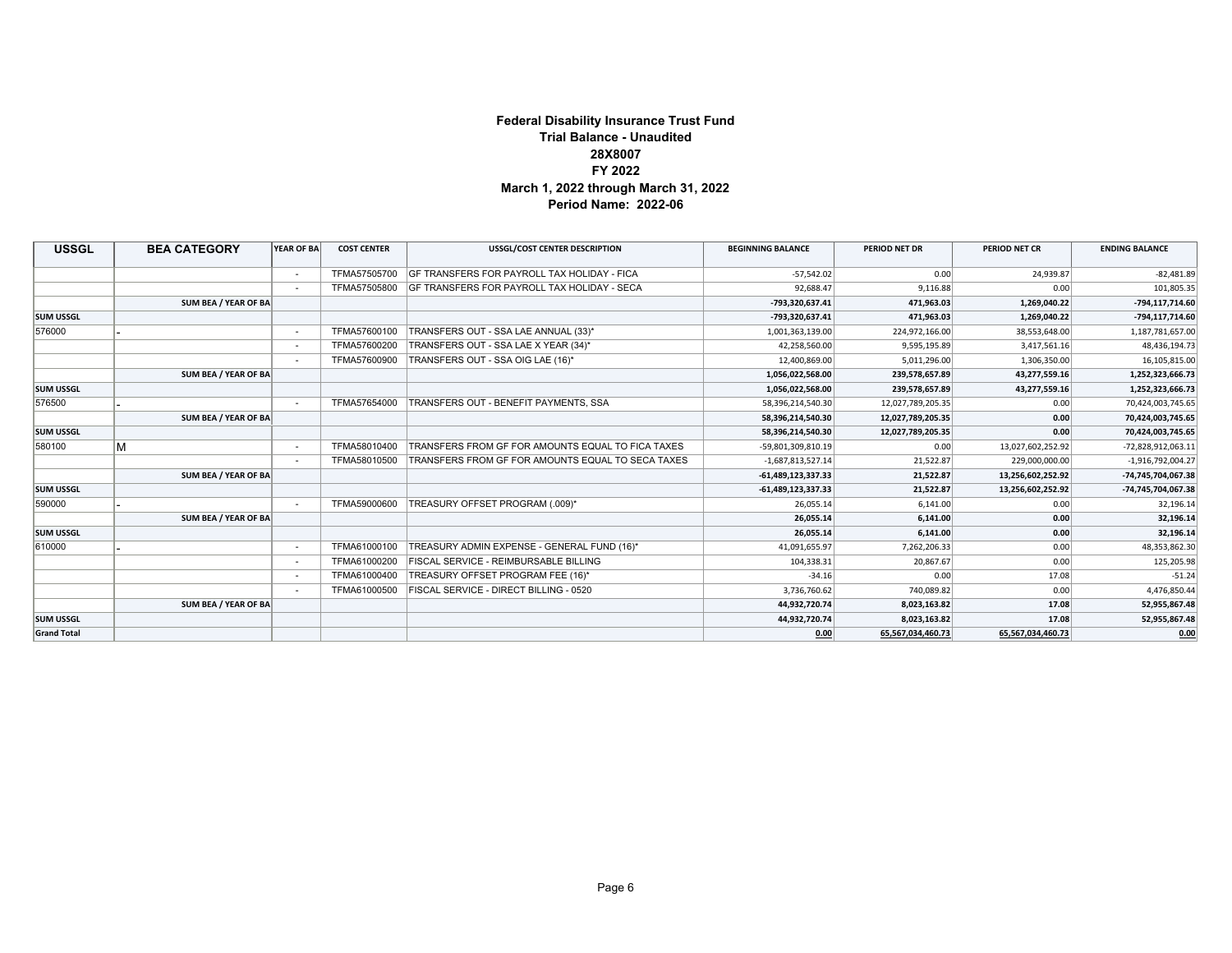**Federal Disability Insurance Trust Fund**
**Trial Balance - Unaudited**
**28X8007**
**FY 2022**
**March 1, 2022 through March 31, 2022**
**Period Name: 2022-06**

| USSGL | BEA CATEGORY | YEAR OF BA | COST CENTER | USSGL/COST CENTER DESCRIPTION | BEGINNING BALANCE | PERIOD NET DR | PERIOD NET CR | ENDING BALANCE |
|---|---|---|---|---|---|---|---|---|
| | | - | TFMA57505700 | GF TRANSFERS FOR PAYROLL TAX HOLIDAY - FICA | -57,542.02 | 0.00 | 24,939.87 | -82,481.89 |
| | | - | TFMA57505800 | GF TRANSFERS FOR PAYROLL TAX HOLIDAY - SECA | 92,688.47 | 9,116.88 | 0.00 | 101,805.35 |
| | **SUM BEA / YEAR OF BA** | | | | **-793,320,637.41** | **471,963.03** | **1,269,040.22** | **-794,117,714.60** |
| **SUM USSGL** | | | | | **-793,320,637.41** | **471,963.03** | **1,269,040.22** | **-794,117,714.60** |
| 576000 | - | - | TFMA57600100 | TRANSFERS OUT - SSA LAE ANNUAL (33)* | 1,001,363,139.00 | 224,972,166.00 | 38,553,648.00 | 1,187,781,657.00 |
| | | - | TFMA57600200 | TRANSFERS OUT - SSA LAE X YEAR (34)* | 42,258,560.00 | 9,595,195.89 | 3,417,561.16 | 48,436,194.73 |
| | | - | TFMA57600900 | TRANSFERS OUT - SSA OIG LAE (16)* | 12,400,869.00 | 5,011,296.00 | 1,306,350.00 | 16,105,815.00 |
| | **SUM BEA / YEAR OF BA** | | | | **1,056,022,568.00** | **239,578,657.89** | **43,277,559.16** | **1,252,323,666.73** |
| **SUM USSGL** | | | | | **1,056,022,568.00** | **239,578,657.89** | **43,277,559.16** | **1,252,323,666.73** |
| 576500 | - | - | TFMA57654000 | TRANSFERS OUT - BENEFIT PAYMENTS, SSA | 58,396,214,540.30 | 12,027,789,205.35 | 0.00 | 70,424,003,745.65 |
| | **SUM BEA / YEAR OF BA** | | | | **58,396,214,540.30** | **12,027,789,205.35** | **0.00** | **70,424,003,745.65** |
| **SUM USSGL** | | | | | **58,396,214,540.30** | **12,027,789,205.35** | **0.00** | **70,424,003,745.65** |
| 580100 | M | - | TFMA58010400 | TRANSFERS FROM GF FOR AMOUNTS EQUAL TO FICA TAXES | -59,801,309,810.19 | 0.00 | 13,027,602,252.92 | -72,828,912,063.11 |
| | | - | TFMA58010500 | TRANSFERS FROM GF FOR AMOUNTS EQUAL TO SECA TAXES | -1,687,813,527.14 | 21,522.87 | 229,000,000.00 | -1,916,792,004.27 |
| | **SUM BEA / YEAR OF BA** | | | | **-61,489,123,337.33** | **21,522.87** | **13,256,602,252.92** | **-74,745,704,067.38** |
| **SUM USSGL** | | | | | **-61,489,123,337.33** | **21,522.87** | **13,256,602,252.92** | **-74,745,704,067.38** |
| 590000 | - | - | TFMA59000600 | TREASURY OFFSET PROGRAM (.009)* | 26,055.14 | 6,141.00 | 0.00 | 32,196.14 |
| | **SUM BEA / YEAR OF BA** | | | | **26,055.14** | **6,141.00** | **0.00** | **32,196.14** |
| **SUM USSGL** | | | | | **26,055.14** | **6,141.00** | **0.00** | **32,196.14** |
| 610000 | - | - | TFMA61000100 | TREASURY ADMIN EXPENSE - GENERAL FUND (16)* | 41,091,655.97 | 7,262,206.33 | 0.00 | 48,353,862.30 |
| | | - | TFMA61000200 | FISCAL SERVICE - REIMBURSABLE BILLING | 104,338.31 | 20,867.67 | 0.00 | 125,205.98 |
| | | - | TFMA61000400 | TREASURY OFFSET PROGRAM FEE (16)* | -34.16 | 0.00 | 17.08 | -51.24 |
| | | - | TFMA61000500 | FISCAL SERVICE - DIRECT BILLING - 0520 | 3,736,760.62 | 740,089.82 | 0.00 | 4,476,850.44 |
| | **SUM BEA / YEAR OF BA** | | | | **44,932,720.74** | **8,023,163.82** | **17.08** | **52,955,867.48** |
| **SUM USSGL** | | | | | **44,932,720.74** | **8,023,163.82** | **17.08** | **52,955,867.48** |
| **Grand Total** | | | | | **0.00** | **65,567,034,460.73** | **65,567,034,460.73** | **0.00** |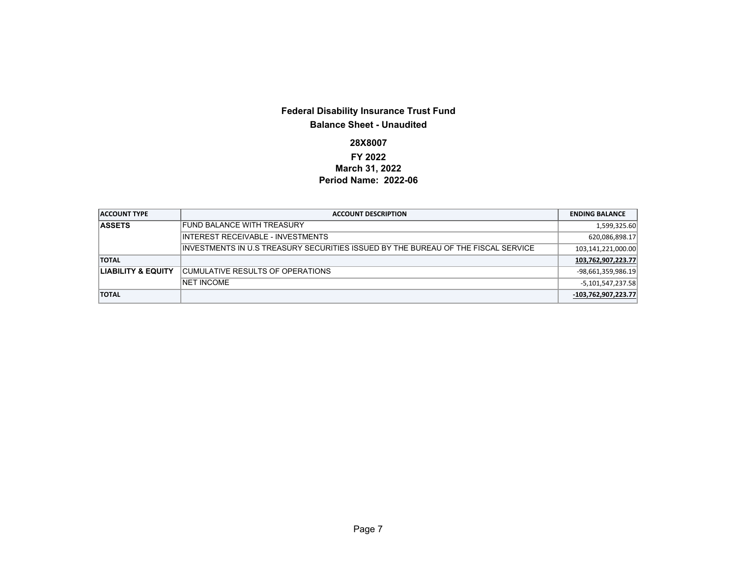**Federal Disability Insurance Trust Fund**

**Balance Sheet - Unaudited**

**28X8007**

**FY 2022**

**March 31, 2022**

**Period Name: 2022-06**

| ACCOUNT TYPE | ACCOUNT DESCRIPTION | ENDING BALANCE |
|---|---|---|
| **ASSETS** | FUND BALANCE WITH TREASURY | 1,599,325.60 |
| | INTEREST RECEIVABLE - INVESTMENTS | 620,086,898.17 |
| | INVESTMENTS IN U.S TREASURY SECURITIES ISSUED BY THE BUREAU OF THE FISCAL SERVICE | 103,141,221,000.00 |
| **TOTAL** | | **103,762,907,223.77** |
| **LIABILITY & EQUITY** | CUMULATIVE RESULTS OF OPERATIONS | -98,661,359,986.19 |
| | NET INCOME | -5,101,547,237.58 |
| **TOTAL** | | **-103,762,907,223.77** |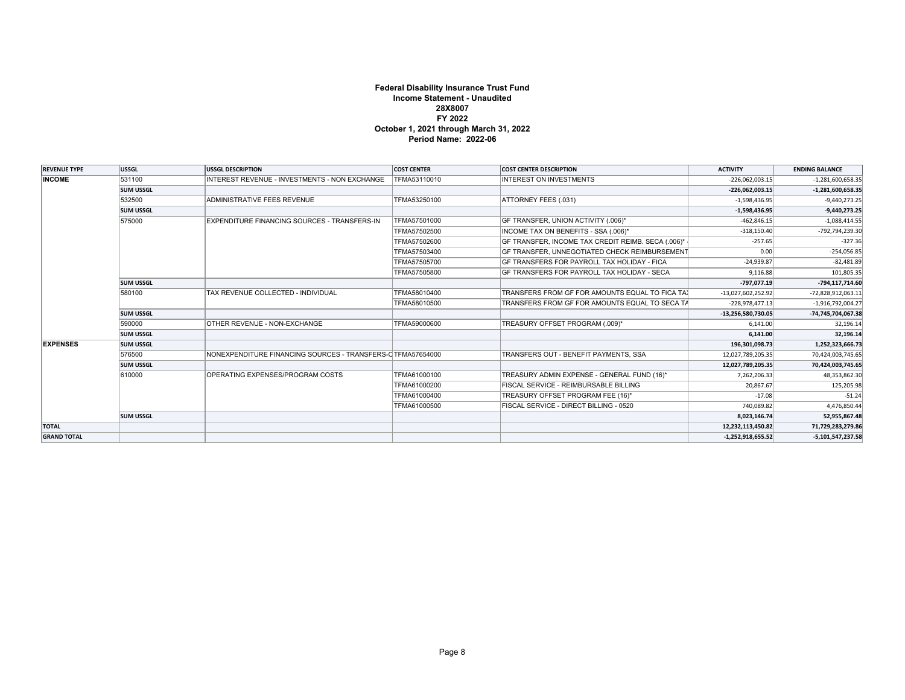**Federal Disability Insurance Trust Fund**
**Income Statement - Unaudited**
**28X8007**
**FY 2022**
**October 1, 2021 through March 31, 2022**
**Period Name: 2022-06**

| REVENUE TYPE | USSGL | USSGL DESCRIPTION | COST CENTER | COST CENTER DESCRIPTION | ACTIVITY | ENDING BALANCE |
|---|---|---|---|---|---|---|
| **INCOME** | 531100 | INTEREST REVENUE - INVESTMENTS - NON EXCHANGE | TFMA53110010 | INTEREST ON INVESTMENTS | -226,062,003.15 | -1,281,600,658.35 |
| | **SUM USSGL** | | | | **-226,062,003.15** | **-1,281,600,658.35** |
| | 532500 | ADMINISTRATIVE FEES REVENUE | TFMA53250100 | ATTORNEY FEES (.031) | -1,598,436.95 | -9,440,273.25 |
| | **SUM USSGL** | | | | **-1,598,436.95** | **-9,440,273.25** |
| | 575000 | EXPENDITURE FINANCING SOURCES - TRANSFERS-IN | TFMA57501000 | GF TRANSFER, UNION ACTIVITY (.006)* | -462,846.15 | -1,088,414.55 |
| | | | TFMA57502500 | INCOME TAX ON BENEFITS - SSA (.006)* | -318,150.40 | -792,794,239.30 |
| | | | TFMA57502600 | GF TRANSFER, INCOME TAX CREDIT REIMB. SECA (.006)* | -257.65 | -327.36 |
| | | | TFMA57503400 | GF TRANSFER, UNNEGOTIATED CHECK REIMBURSEMENT | 0.00 | -254,056.85 |
| | | | TFMA57505700 | GF TRANSFERS FOR PAYROLL TAX HOLIDAY - FICA | -24,939.87 | -82,481.89 |
| | | | TFMA57505800 | GF TRANSFERS FOR PAYROLL TAX HOLIDAY - SECA | 9,116.88 | 101,805.35 |
| | **SUM USSGL** | | | | **-797,077.19** | **-794,117,714.60** |
| | 580100 | TAX REVENUE COLLECTED - INDIVIDUAL | TFMA58010400 | TRANSFERS FROM GF FOR AMOUNTS EQUAL TO FICA TAX | -13,027,602,252.92 | -72,828,912,063.11 |
| | | | TFMA58010500 | TRANSFERS FROM GF FOR AMOUNTS EQUAL TO SECA TA | -228,978,477.13 | -1,916,792,004.27 |
| | **SUM USSGL** | | | | **-13,256,580,730.05** | **-74,745,704,067.38** |
| | 590000 | OTHER REVENUE - NON-EXCHANGE | TFMA59000600 | TREASURY OFFSET PROGRAM (.009)* | 6,141.00 | 32,196.14 |
| | **SUM USSGL** | | | | **6,141.00** | **32,196.14** |
| **EXPENSES** | **SUM USSGL** | | | | **196,301,098.73** | **1,252,323,666.73** |
| | 576500 | NONEXPENDITURE FINANCING SOURCES - TRANSFERS-O | TFMA57654000 | TRANSFERS OUT - BENEFIT PAYMENTS, SSA | 12,027,789,205.35 | 70,424,003,745.65 |
| | **SUM USSGL** | | | | **12,027,789,205.35** | **70,424,003,745.65** |
| | 610000 | OPERATING EXPENSES/PROGRAM COSTS | TFMA61000100 | TREASURY ADMIN EXPENSE - GENERAL FUND (16)* | 7,262,206.33 | 48,353,862.30 |
| | | | TFMA61000200 | FISCAL SERVICE - REIMBURSABLE BILLING | 20,867.67 | 125,205.98 |
| | | | TFMA61000400 | TREASURY OFFSET PROGRAM FEE (16)* | -17.08 | -51.24 |
| | | | TFMA61000500 | FISCAL SERVICE - DIRECT BILLING - 0520 | 740,089.82 | 4,476,850.44 |
| | **SUM USSGL** | | | | **8,023,146.74** | **52,955,867.48** |
| **TOTAL** | | | | | **12,232,113,450.82** | **71,729,283,279.86** |
| **GRAND TOTAL** | | | | | **-1,252,918,655.52** | **-5,101,547,237.58** |